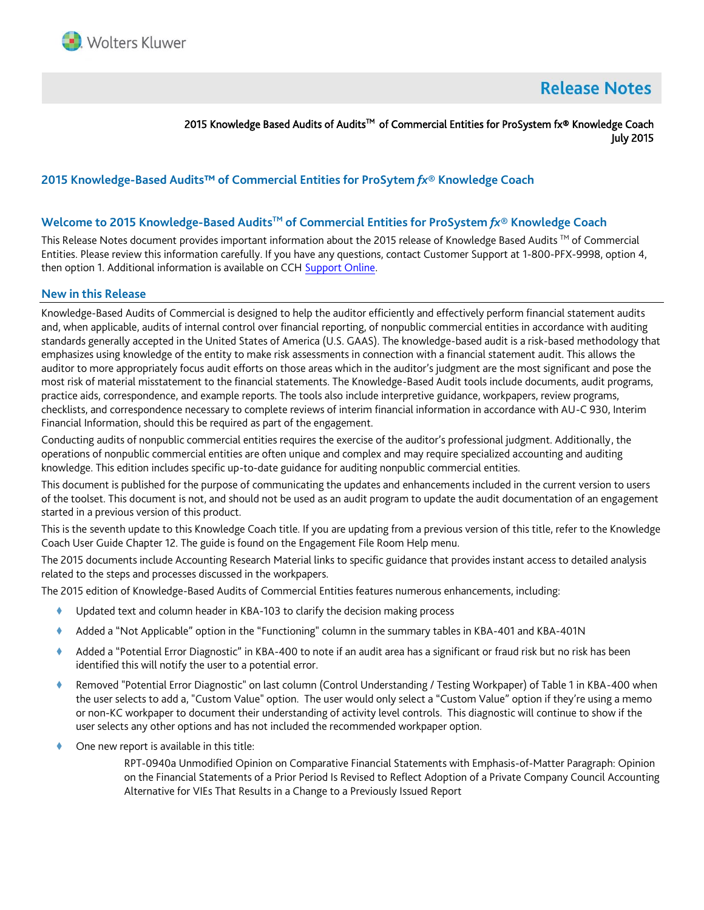# Release Notes

2015 Knowledge Based Audits of Audits™ of Commercial Entities for ProSystem fx® Knowledge Coach
July 2015

## 2015 Knowledge-Based Audits™ of Commercial Entities for ProSytem *fx*® Knowledge Coach

### Welcome to 2015 Knowledge-Based Audits™ of Commercial Entities for ProSystem *fx*® Knowledge Coach

This Release Notes document provides important information about the 2015 release of Knowledge Based Audits ™ of Commercial Entities. Please review this information carefully. If you have any questions, contact Customer Support at 1-800-PFX-9998, option 4, then option 1. Additional information is available on CCH Support Online.

### New in this Release

Knowledge-Based Audits of Commercial is designed to help the auditor efficiently and effectively perform financial statement audits and, when applicable, audits of internal control over financial reporting, of nonpublic commercial entities in accordance with auditing standards generally accepted in the United States of America (U.S. GAAS). The knowledge-based audit is a risk-based methodology that emphasizes using knowledge of the entity to make risk assessments in connection with a financial statement audit. This allows the auditor to more appropriately focus audit efforts on those areas which in the auditor's judgment are the most significant and pose the most risk of material misstatement to the financial statements. The Knowledge-Based Audit tools include documents, audit programs, practice aids, correspondence, and example reports. The tools also include interpretive guidance, workpapers, review programs, checklists, and correspondence necessary to complete reviews of interim financial information in accordance with AU-C 930, Interim Financial Information, should this be required as part of the engagement.

Conducting audits of nonpublic commercial entities requires the exercise of the auditor's professional judgment. Additionally, the operations of nonpublic commercial entities are often unique and complex and may require specialized accounting and auditing knowledge. This edition includes specific up-to-date guidance for auditing nonpublic commercial entities.

This document is published for the purpose of communicating the updates and enhancements included in the current version to users of the toolset. This document is not, and should not be used as an audit program to update the audit documentation of an engagement started in a previous version of this product.

This is the seventh update to this Knowledge Coach title. If you are updating from a previous version of this title, refer to the Knowledge Coach User Guide Chapter 12. The guide is found on the Engagement File Room Help menu.

The 2015 documents include Accounting Research Material links to specific guidance that provides instant access to detailed analysis related to the steps and processes discussed in the workpapers.

The 2015 edition of Knowledge-Based Audits of Commercial Entities features numerous enhancements, including:

- Updated text and column header in KBA-103 to clarify the decision making process
- Added a "Not Applicable" option in the "Functioning" column in the summary tables in KBA-401 and KBA-401N
- Added a "Potential Error Diagnostic" in KBA-400 to note if an audit area has a significant or fraud risk but no risk has been identified this will notify the user to a potential error.
- Removed "Potential Error Diagnostic" on last column (Control Understanding / Testing Workpaper) of Table 1 in KBA-400 when the user selects to add a, "Custom Value" option. The user would only select a "Custom Value" option if they're using a memo or non-KC workpaper to document their understanding of activity level controls. This diagnostic will continue to show if the user selects any other options and has not included the recommended workpaper option.
- One new report is available in this title:
  - RPT-0940a Unmodified Opinion on Comparative Financial Statements with Emphasis-of-Matter Paragraph: Opinion on the Financial Statements of a Prior Period Is Revised to Reflect Adoption of a Private Company Council Accounting Alternative for VIEs That Results in a Change to a Previously Issued Report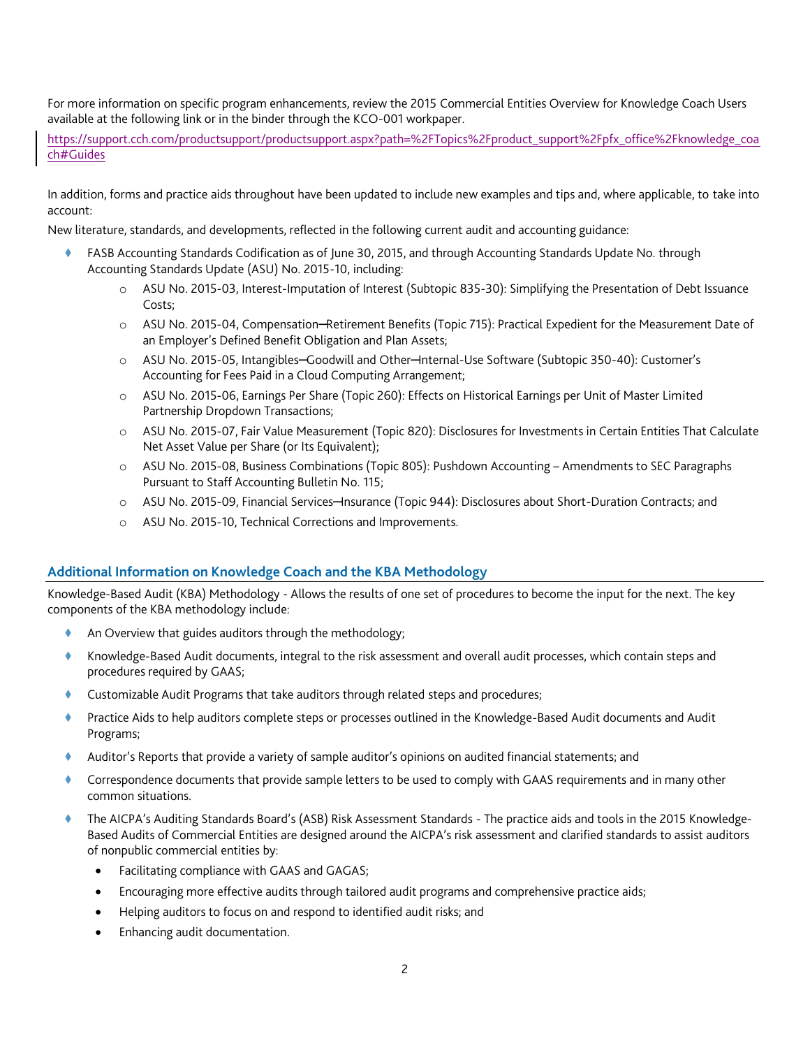For more information on specific program enhancements, review the 2015 Commercial Entities Overview for Knowledge Coach Users available at the following link or in the binder through the KCO-001 workpaper.

https://support.cch.com/productsupport/productsupport.aspx?path=%2FTopics%2Fproduct_support%2Fpfx_office%2Fknowledge_coach#Guides

In addition, forms and practice aids throughout have been updated to include new examples and tips and, where applicable, to take into account:

New literature, standards, and developments, reflected in the following current audit and accounting guidance:

- FASB Accounting Standards Codification as of June 30, 2015, and through Accounting Standards Update No. through Accounting Standards Update (ASU) No. 2015-10, including:
    - ASU No. 2015-03, Interest-Imputation of Interest (Subtopic 835-30): Simplifying the Presentation of Debt Issuance Costs;
    - ASU No. 2015-04, Compensation─Retirement Benefits (Topic 715): Practical Expedient for the Measurement Date of an Employer's Defined Benefit Obligation and Plan Assets;
    - ASU No. 2015-05, Intangibles─Goodwill and Other─Internal-Use Software (Subtopic 350-40): Customer's Accounting for Fees Paid in a Cloud Computing Arrangement;
    - ASU No. 2015-06, Earnings Per Share (Topic 260): Effects on Historical Earnings per Unit of Master Limited Partnership Dropdown Transactions;
    - ASU No. 2015-07, Fair Value Measurement (Topic 820): Disclosures for Investments in Certain Entities That Calculate Net Asset Value per Share (or Its Equivalent);
    - ASU No. 2015-08, Business Combinations (Topic 805): Pushdown Accounting – Amendments to SEC Paragraphs Pursuant to Staff Accounting Bulletin No. 115;
    - ASU No. 2015-09, Financial Services─Insurance (Topic 944): Disclosures about Short-Duration Contracts; and
    - ASU No. 2015-10, Technical Corrections and Improvements.

## Additional Information on Knowledge Coach and the KBA Methodology

Knowledge-Based Audit (KBA) Methodology - Allows the results of one set of procedures to become the input for the next. The key components of the KBA methodology include:

- An Overview that guides auditors through the methodology;
- Knowledge-Based Audit documents, integral to the risk assessment and overall audit processes, which contain steps and procedures required by GAAS;
- Customizable Audit Programs that take auditors through related steps and procedures;
- Practice Aids to help auditors complete steps or processes outlined in the Knowledge-Based Audit documents and Audit Programs;
- Auditor's Reports that provide a variety of sample auditor's opinions on audited financial statements; and
- Correspondence documents that provide sample letters to be used to comply with GAAS requirements and in many other common situations.
- The AICPA's Auditing Standards Board's (ASB) Risk Assessment Standards - The practice aids and tools in the 2015 Knowledge-Based Audits of Commercial Entities are designed around the AICPA's risk assessment and clarified standards to assist auditors of nonpublic commercial entities by:
    - Facilitating compliance with GAAS and GAGAS;
    - Encouraging more effective audits through tailored audit programs and comprehensive practice aids;
    - Helping auditors to focus on and respond to identified audit risks; and
    - Enhancing audit documentation.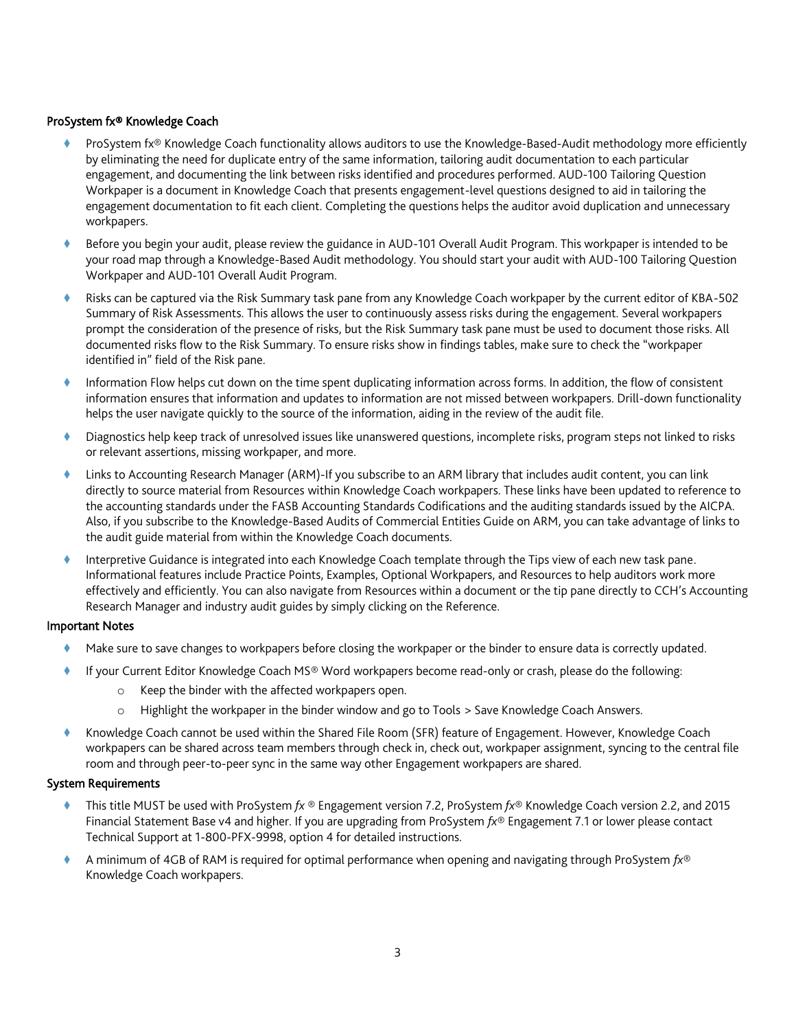**ProSystem fx® Knowledge Coach**

- ProSystem fx® Knowledge Coach functionality allows auditors to use the Knowledge-Based-Audit methodology more efficiently by eliminating the need for duplicate entry of the same information, tailoring audit documentation to each particular engagement, and documenting the link between risks identified and procedures performed. AUD-100 Tailoring Question Workpaper is a document in Knowledge Coach that presents engagement-level questions designed to aid in tailoring the engagement documentation to fit each client. Completing the questions helps the auditor avoid duplication and unnecessary workpapers.
- Before you begin your audit, please review the guidance in AUD-101 Overall Audit Program. This workpaper is intended to be your road map through a Knowledge-Based Audit methodology. You should start your audit with AUD-100 Tailoring Question Workpaper and AUD-101 Overall Audit Program.
- Risks can be captured via the Risk Summary task pane from any Knowledge Coach workpaper by the current editor of KBA-502 Summary of Risk Assessments. This allows the user to continuously assess risks during the engagement. Several workpapers prompt the consideration of the presence of risks, but the Risk Summary task pane must be used to document those risks. All documented risks flow to the Risk Summary. To ensure risks show in findings tables, make sure to check the "workpaper identified in" field of the Risk pane.
- Information Flow helps cut down on the time spent duplicating information across forms. In addition, the flow of consistent information ensures that information and updates to information are not missed between workpapers. Drill-down functionality helps the user navigate quickly to the source of the information, aiding in the review of the audit file.
- Diagnostics help keep track of unresolved issues like unanswered questions, incomplete risks, program steps not linked to risks or relevant assertions, missing workpaper, and more.
- Links to Accounting Research Manager (ARM)-If you subscribe to an ARM library that includes audit content, you can link directly to source material from Resources within Knowledge Coach workpapers. These links have been updated to reference to the accounting standards under the FASB Accounting Standards Codifications and the auditing standards issued by the AICPA. Also, if you subscribe to the Knowledge-Based Audits of Commercial Entities Guide on ARM, you can take advantage of links to the audit guide material from within the Knowledge Coach documents.
- Interpretive Guidance is integrated into each Knowledge Coach template through the Tips view of each new task pane. Informational features include Practice Points, Examples, Optional Workpapers, and Resources to help auditors work more effectively and efficiently. You can also navigate from Resources within a document or the tip pane directly to CCH's Accounting Research Manager and industry audit guides by simply clicking on the Reference.

**Important Notes**

- Make sure to save changes to workpapers before closing the workpaper or the binder to ensure data is correctly updated.
- If your Current Editor Knowledge Coach MS® Word workpapers become read-only or crash, please do the following:
  - Keep the binder with the affected workpapers open.
  - Highlight the workpaper in the binder window and go to Tools > Save Knowledge Coach Answers.
- Knowledge Coach cannot be used within the Shared File Room (SFR) feature of Engagement. However, Knowledge Coach workpapers can be shared across team members through check in, check out, workpaper assignment, syncing to the central file room and through peer-to-peer sync in the same way other Engagement workpapers are shared.

**System Requirements**

- This title MUST be used with ProSystem *fx* ® Engagement version 7.2, ProSystem *fx*® Knowledge Coach version 2.2, and 2015 Financial Statement Base v4 and higher. If you are upgrading from ProSystem *fx*® Engagement 7.1 or lower please contact Technical Support at 1-800-PFX-9998, option 4 for detailed instructions.
- A minimum of 4GB of RAM is required for optimal performance when opening and navigating through ProSystem *fx*® Knowledge Coach workpapers.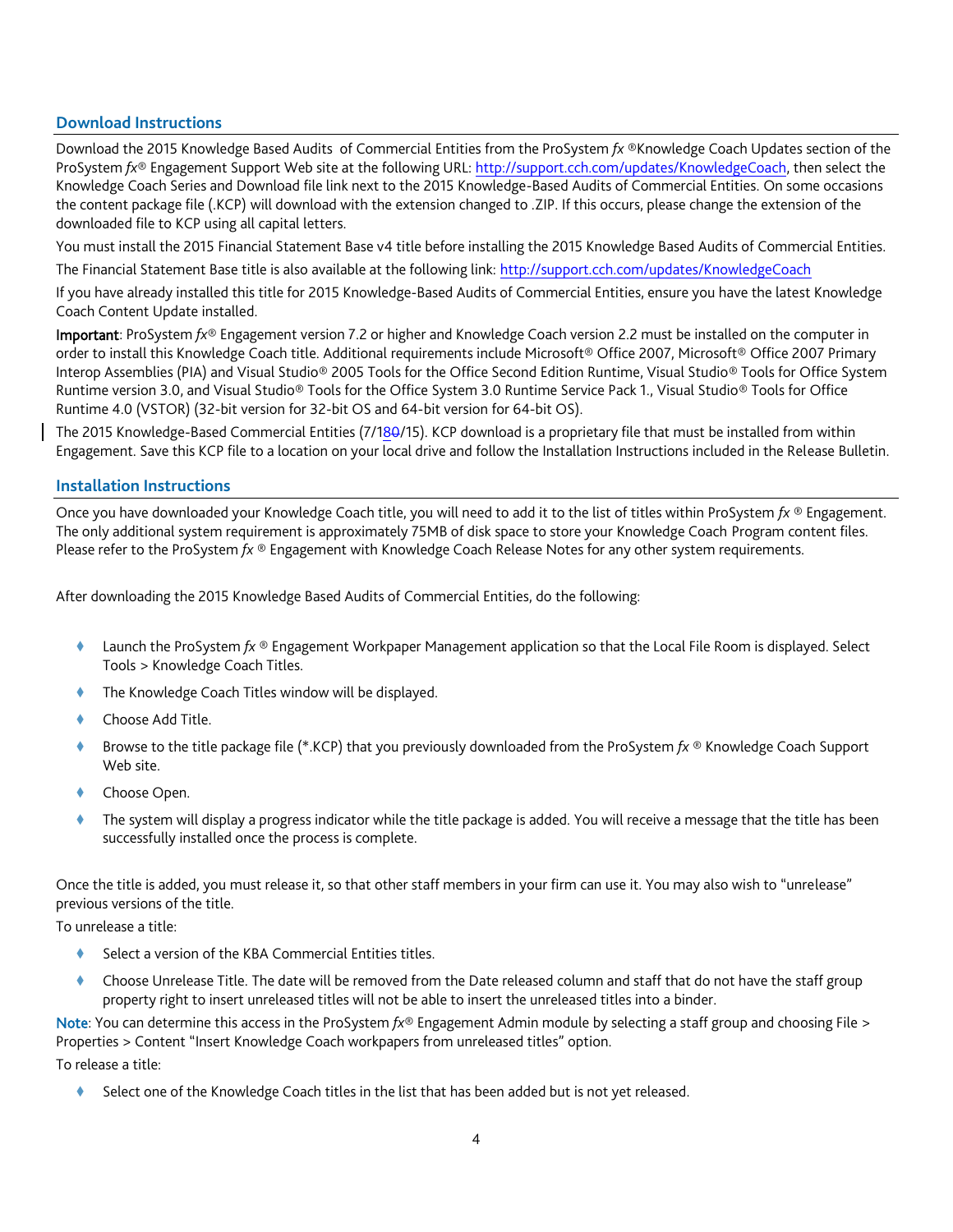## Download Instructions

Download the 2015 Knowledge Based Audits of Commercial Entities from the ProSystem *fx* ®Knowledge Coach Updates section of the ProSystem *fx*® Engagement Support Web site at the following URL: http://support.cch.com/updates/KnowledgeCoach, then select the Knowledge Coach Series and Download file link next to the 2015 Knowledge-Based Audits of Commercial Entities. On some occasions the content package file (.KCP) will download with the extension changed to .ZIP. If this occurs, please change the extension of the downloaded file to KCP using all capital letters.

You must install the 2015 Financial Statement Base v4 title before installing the 2015 Knowledge Based Audits of Commercial Entities.

The Financial Statement Base title is also available at the following link: http://support.cch.com/updates/KnowledgeCoach

If you have already installed this title for 2015 Knowledge-Based Audits of Commercial Entities, ensure you have the latest Knowledge Coach Content Update installed.

**Important**: ProSystem *fx*® Engagement version 7.2 or higher and Knowledge Coach version 2.2 must be installed on the computer in order to install this Knowledge Coach title. Additional requirements include Microsoft® Office 2007, Microsoft® Office 2007 Primary Interop Assemblies (PIA) and Visual Studio® 2005 Tools for the Office Second Edition Runtime, Visual Studio® Tools for Office System Runtime version 3.0, and Visual Studio® Tools for the Office System 3.0 Runtime Service Pack 1., Visual Studio® Tools for Office Runtime 4.0 (VSTOR) (32-bit version for 32-bit OS and 64-bit version for 64-bit OS).

The 2015 Knowledge-Based Commercial Entities (7/1~~0~~8/15). KCP download is a proprietary file that must be installed from within Engagement. Save this KCP file to a location on your local drive and follow the Installation Instructions included in the Release Bulletin.

## Installation Instructions

Once you have downloaded your Knowledge Coach title, you will need to add it to the list of titles within ProSystem *fx* ® Engagement. The only additional system requirement is approximately 75MB of disk space to store your Knowledge Coach Program content files. Please refer to the ProSystem *fx* ® Engagement with Knowledge Coach Release Notes for any other system requirements.

After downloading the 2015 Knowledge Based Audits of Commercial Entities, do the following:

- Launch the ProSystem *fx* ® Engagement Workpaper Management application so that the Local File Room is displayed. Select Tools > Knowledge Coach Titles.
- The Knowledge Coach Titles window will be displayed.
- Choose Add Title.
- Browse to the title package file (*.KCP) that you previously downloaded from the ProSystem *fx* ® Knowledge Coach Support Web site.
- Choose Open.
- The system will display a progress indicator while the title package is added. You will receive a message that the title has been successfully installed once the process is complete.

Once the title is added, you must release it, so that other staff members in your firm can use it. You may also wish to "unrelease" previous versions of the title.

To unrelease a title:

- Select a version of the KBA Commercial Entities titles.
- Choose Unrelease Title. The date will be removed from the Date released column and staff that do not have the staff group property right to insert unreleased titles will not be able to insert the unreleased titles into a binder.

**Note**: You can determine this access in the ProSystem *fx*® Engagement Admin module by selecting a staff group and choosing File > Properties > Content "Insert Knowledge Coach workpapers from unreleased titles" option.

To release a title:

- Select one of the Knowledge Coach titles in the list that has been added but is not yet released.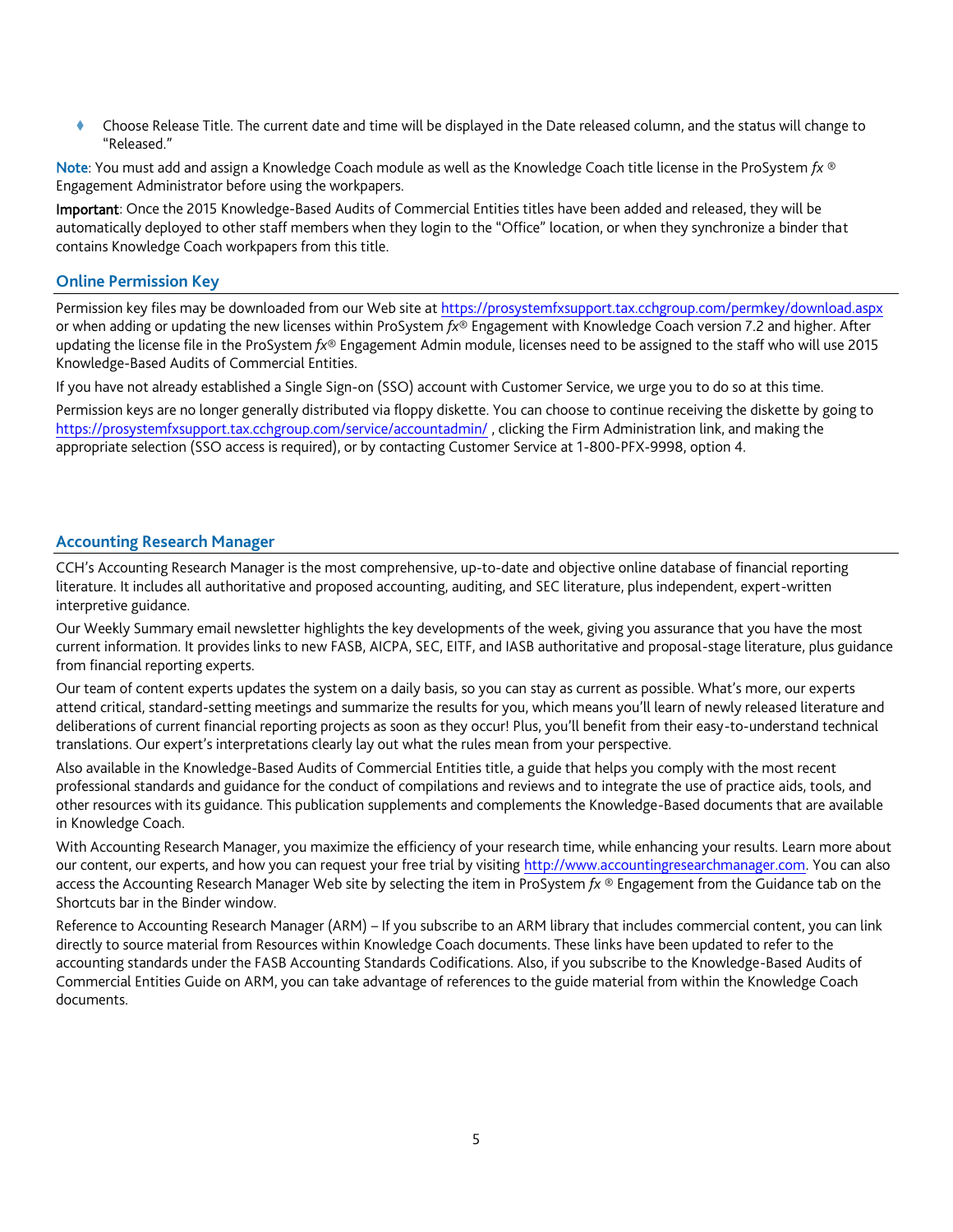- Choose Release Title. The current date and time will be displayed in the Date released column, and the status will change to "Released."

**Note**: You must add and assign a Knowledge Coach module as well as the Knowledge Coach title license in the ProSystem *fx* ® Engagement Administrator before using the workpapers.

**Important**: Once the 2015 Knowledge-Based Audits of Commercial Entities titles have been added and released, they will be automatically deployed to other staff members when they login to the "Office" location, or when they synchronize a binder that contains Knowledge Coach workpapers from this title.

## Online Permission Key

Permission key files may be downloaded from our Web site at https://prosystemfxsupport.tax.cchgroup.com/permkey/download.aspx or when adding or updating the new licenses within ProSystem *fx*® Engagement with Knowledge Coach version 7.2 and higher. After updating the license file in the ProSystem *fx*® Engagement Admin module, licenses need to be assigned to the staff who will use 2015 Knowledge-Based Audits of Commercial Entities.

If you have not already established a Single Sign-on (SSO) account with Customer Service, we urge you to do so at this time.

Permission keys are no longer generally distributed via floppy diskette. You can choose to continue receiving the diskette by going to https://prosystemfxsupport.tax.cchgroup.com/service/accountadmin/ , clicking the Firm Administration link, and making the appropriate selection (SSO access is required), or by contacting Customer Service at 1-800-PFX-9998, option 4.

## Accounting Research Manager

CCH's Accounting Research Manager is the most comprehensive, up-to-date and objective online database of financial reporting literature. It includes all authoritative and proposed accounting, auditing, and SEC literature, plus independent, expert-written interpretive guidance.

Our Weekly Summary email newsletter highlights the key developments of the week, giving you assurance that you have the most current information. It provides links to new FASB, AICPA, SEC, EITF, and IASB authoritative and proposal-stage literature, plus guidance from financial reporting experts.

Our team of content experts updates the system on a daily basis, so you can stay as current as possible. What's more, our experts attend critical, standard-setting meetings and summarize the results for you, which means you'll learn of newly released literature and deliberations of current financial reporting projects as soon as they occur! Plus, you'll benefit from their easy-to-understand technical translations. Our expert's interpretations clearly lay out what the rules mean from your perspective.

Also available in the Knowledge-Based Audits of Commercial Entities title, a guide that helps you comply with the most recent professional standards and guidance for the conduct of compilations and reviews and to integrate the use of practice aids, tools, and other resources with its guidance. This publication supplements and complements the Knowledge-Based documents that are available in Knowledge Coach.

With Accounting Research Manager, you maximize the efficiency of your research time, while enhancing your results. Learn more about our content, our experts, and how you can request your free trial by visiting http://www.accountingresearchmanager.com. You can also access the Accounting Research Manager Web site by selecting the item in ProSystem *fx* ® Engagement from the Guidance tab on the Shortcuts bar in the Binder window.

Reference to Accounting Research Manager (ARM) – If you subscribe to an ARM library that includes commercial content, you can link directly to source material from Resources within Knowledge Coach documents. These links have been updated to refer to the accounting standards under the FASB Accounting Standards Codifications. Also, if you subscribe to the Knowledge-Based Audits of Commercial Entities Guide on ARM, you can take advantage of references to the guide material from within the Knowledge Coach documents.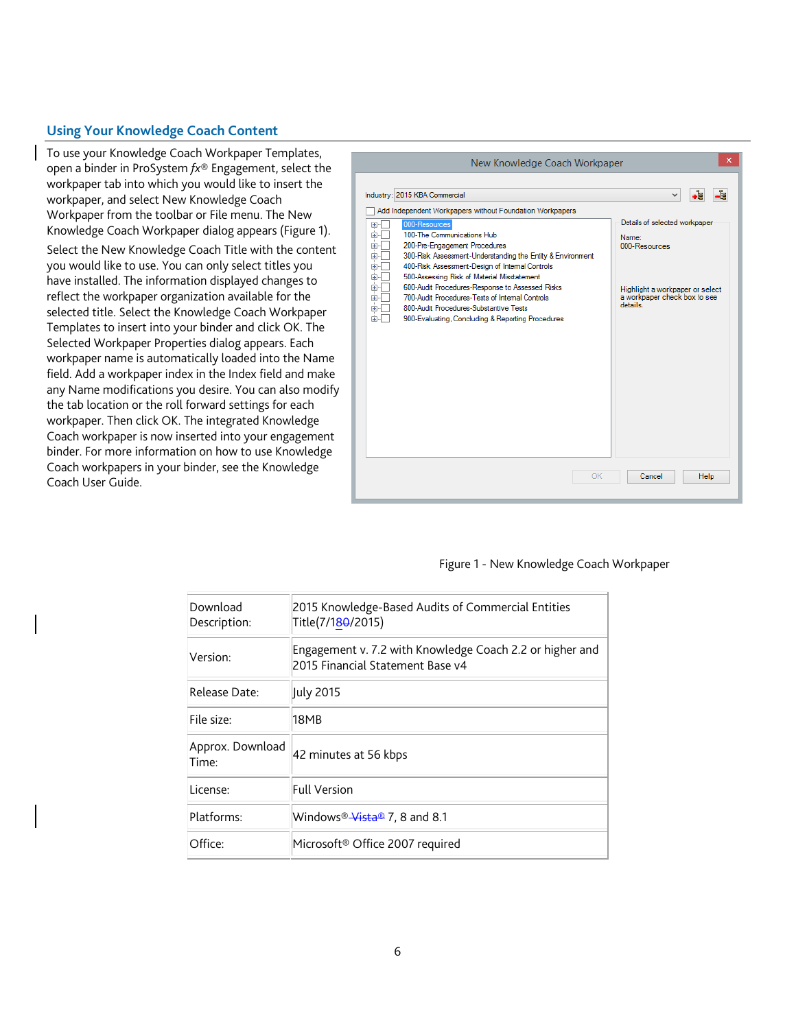## Using Your Knowledge Coach Content

To use your Knowledge Coach Workpaper Templates, open a binder in ProSystem *fx*® Engagement, select the workpaper tab into which you would like to insert the workpaper, and select New Knowledge Coach Workpaper from the toolbar or File menu. The New Knowledge Coach Workpaper dialog appears (Figure 1).

Select the New Knowledge Coach Title with the content you would like to use. You can only select titles you have installed. The information displayed changes to reflect the workpaper organization available for the selected title. Select the Knowledge Coach Workpaper Templates to insert into your binder and click OK. The Selected Workpaper Properties dialog appears. Each workpaper name is automatically loaded into the Name field. Add a workpaper index in the Index field and make any Name modifications you desire. You can also modify the tab location or the roll forward settings for each workpaper. Then click OK. The integrated Knowledge Coach workpaper is now inserted into your engagement binder. For more information on how to use Knowledge Coach workpapers in your binder, see the Knowledge Coach User Guide.

Figure 1 - New Knowledge Coach Workpaper

| | |
|---|---|
| Download Description: | 2015 Knowledge-Based Audits of Commercial Entities Title(7/18/2015) |
| Version: | Engagement v. 7.2 with Knowledge Coach 2.2 or higher and 2015 Financial Statement Base v4 |
| Release Date: | July 2015 |
| File size: | 18MB |
| Approx. Download Time: | 42 minutes at 56 kbps |
| License: | Full Version |
| Platforms: | Windows® 7, 8 and 8.1 |
| Office: | Microsoft® Office 2007 required |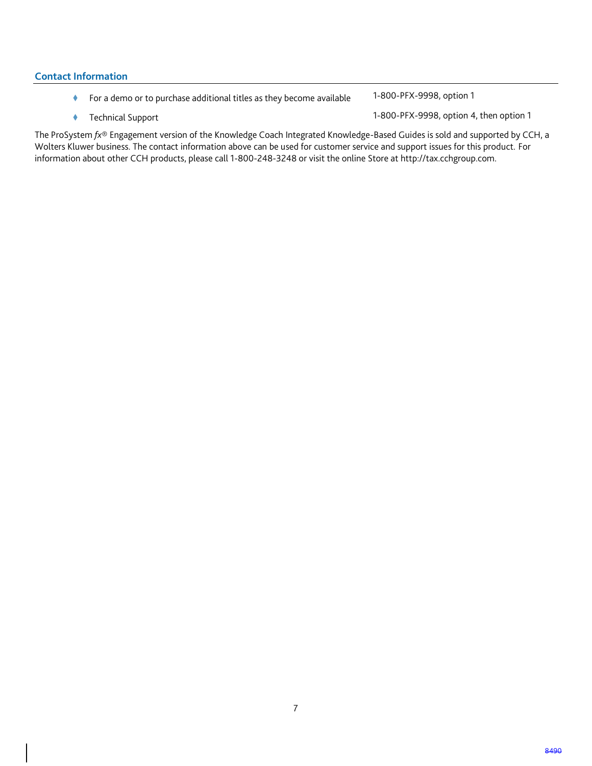## Contact Information

- For a demo or to purchase additional titles as they become available — 1-800-PFX-9998, option 1
- Technical Support — 1-800-PFX-9998, option 4, then option 1

The ProSystem *fx*® Engagement version of the Knowledge Coach Integrated Knowledge-Based Guides is sold and supported by CCH, a Wolters Kluwer business. The contact information above can be used for customer service and support issues for this product. For information about other CCH products, please call 1-800-248-3248 or visit the online Store at http://tax.cchgroup.com.